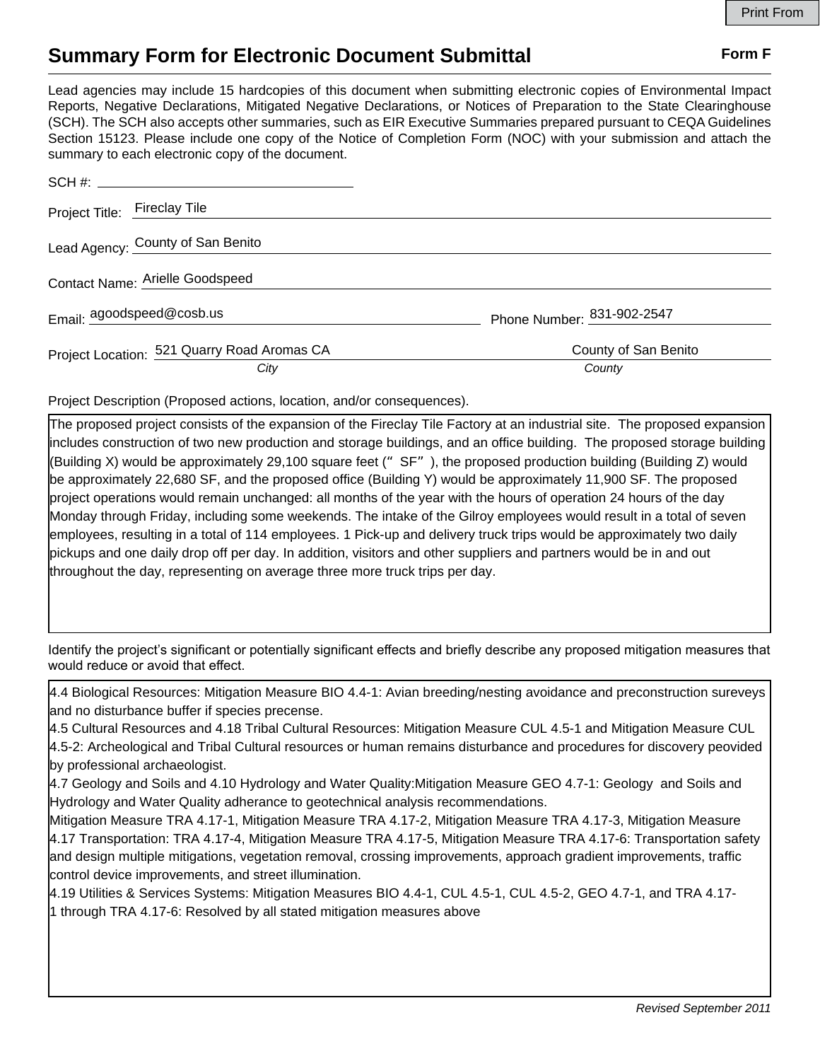# Summary Form for Electronic Document Submittal

**Form F**

Lead agencies may include 15 hardcopies of this document when submitting electronic copies of Environmental Impact Reports, Negative Declarations, Mitigated Negative Declarations, or Notices of Preparation to the State Clearinghouse (SCH). The SCH also accepts other summaries, such as EIR Executive Summaries prepared pursuant to CEQA Guidelines Section 15123. Please include one copy of the Notice of Completion Form (NOC) with your submission and attach the summary to each electronic copy of the document.

SCH #: 

Project Title: Fireclay Tile

Lead Agency: County of San Benito

Contact Name: Arielle Goodspeed

Email: agoodspeed@cosb.us

Phone Number: 831-902-2547

Project Location: 521 Quarry Road Aromas CA (*City*) County of San Benito (*County*)

Project Description (Proposed actions, location, and/or consequences).

The proposed project consists of the expansion of the Fireclay Tile Factory at an industrial site. The proposed expansion includes construction of two new production and storage buildings, and an office building. The proposed storage building (Building X) would be approximately 29,100 square feet (" SF" ), the proposed production building (Building Z) would be approximately 22,680 SF, and the proposed office (Building Y) would be approximately 11,900 SF. The proposed project operations would remain unchanged: all months of the year with the hours of operation 24 hours of the day Monday through Friday, including some weekends. The intake of the Gilroy employees would result in a total of seven employees, resulting in a total of 114 employees. 1 Pick-up and delivery truck trips would be approximately two daily pickups and one daily drop off per day. In addition, visitors and other suppliers and partners would be in and out throughout the day, representing on average three more truck trips per day.

Identify the project's significant or potentially significant effects and briefly describe any proposed mitigation measures that would reduce or avoid that effect.

4.4 Biological Resources: Mitigation Measure BIO 4.4-1: Avian breeding/nesting avoidance and preconstruction sureveys and no disturbance buffer if species precense.
4.5 Cultural Resources and 4.18 Tribal Cultural Resources: Mitigation Measure CUL 4.5-1 and Mitigation Measure CUL 4.5-2: Archeological and Tribal Cultural resources or human remains disturbance and procedures for discovery peovided by professional archaeologist.
4.7 Geology and Soils and 4.10 Hydrology and Water Quality:Mitigation Measure GEO 4.7-1: Geology and Soils and Hydrology and Water Quality adherance to geotechnical analysis recommendations.
Mitigation Measure TRA 4.17-1, Mitigation Measure TRA 4.17-2, Mitigation Measure TRA 4.17-3, Mitigation Measure 4.17 Transportation: TRA 4.17-4, Mitigation Measure TRA 4.17-5, Mitigation Measure TRA 4.17-6: Transportation safety and design multiple mitigations, vegetation removal, crossing improvements, approach gradient improvements, traffic control device improvements, and street illumination.
4.19 Utilities & Services Systems: Mitigation Measures BIO 4.4-1, CUL 4.5-1, CUL 4.5-2, GEO 4.7-1, and TRA 4.17-1 through TRA 4.17-6: Resolved by all stated mitigation measures above

*Revised September 2011*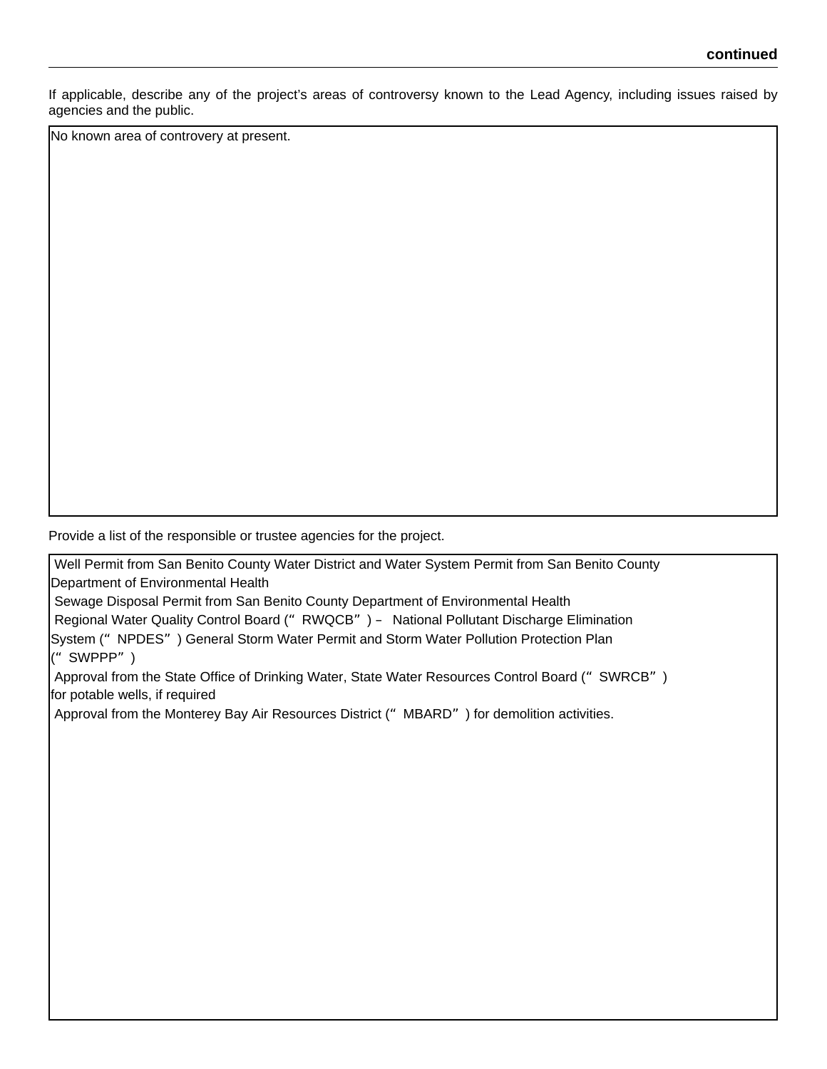**continued**

If applicable, describe any of the project's areas of controversy known to the Lead Agency, including issues raised by agencies and the public.

No known area of controvery at present.

Provide a list of the responsible or trustee agencies for the project.

Well Permit from San Benito County Water District and Water System Permit from San Benito County Department of Environmental Health
Sewage Disposal Permit from San Benito County Department of Environmental Health
Regional Water Quality Control Board (" RWQCB" ) – National Pollutant Discharge Elimination System (" NPDES" ) General Storm Water Permit and Storm Water Pollution Protection Plan (" SWPPP" )
Approval from the State Office of Drinking Water, State Water Resources Control Board (" SWRCB" ) for potable wells, if required
Approval from the Monterey Bay Air Resources District (" MBARD" ) for demolition activities.